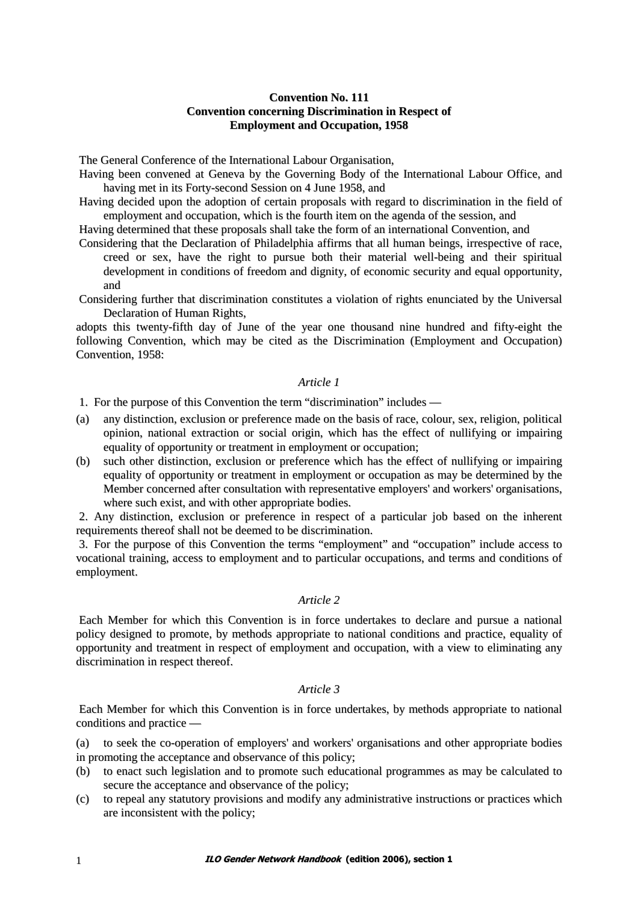**Convention No. 111**
**Convention concerning Discrimination in Respect of Employment and Occupation, 1958**

The General Conference of the International Labour Organisation,

Having been convened at Geneva by the Governing Body of the International Labour Office, and having met in its Forty-second Session on 4 June 1958, and

Having decided upon the adoption of certain proposals with regard to discrimination in the field of employment and occupation, which is the fourth item on the agenda of the session, and

Having determined that these proposals shall take the form of an international Convention, and

Considering that the Declaration of Philadelphia affirms that all human beings, irrespective of race, creed or sex, have the right to pursue both their material well-being and their spiritual development in conditions of freedom and dignity, of economic security and equal opportunity, and

Considering further that discrimination constitutes a violation of rights enunciated by the Universal Declaration of Human Rights,

adopts this twenty-fifth day of June of the year one thousand nine hundred and fifty-eight the following Convention, which may be cited as the Discrimination (Employment and Occupation) Convention, 1958:

*Article 1*

1. For the purpose of this Convention the term “discrimination” includes —

(a) any distinction, exclusion or preference made on the basis of race, colour, sex, religion, political opinion, national extraction or social origin, which has the effect of nullifying or impairing equality of opportunity or treatment in employment or occupation;

(b) such other distinction, exclusion or preference which has the effect of nullifying or impairing equality of opportunity or treatment in employment or occupation as may be determined by the Member concerned after consultation with representative employers' and workers' organisations, where such exist, and with other appropriate bodies.

2. Any distinction, exclusion or preference in respect of a particular job based on the inherent requirements thereof shall not be deemed to be discrimination.

3. For the purpose of this Convention the terms “employment” and “occupation” include access to vocational training, access to employment and to particular occupations, and terms and conditions of employment.

*Article 2*

Each Member for which this Convention is in force undertakes to declare and pursue a national policy designed to promote, by methods appropriate to national conditions and practice, equality of opportunity and treatment in respect of employment and occupation, with a view to eliminating any discrimination in respect thereof.

*Article 3*

Each Member for which this Convention is in force undertakes, by methods appropriate to national conditions and practice —

(a) to seek the co-operation of employers' and workers' organisations and other appropriate bodies in promoting the acceptance and observance of this policy;

(b) to enact such legislation and to promote such educational programmes as may be calculated to secure the acceptance and observance of the policy;

(c) to repeal any statutory provisions and modify any administrative instructions or practices which are inconsistent with the policy;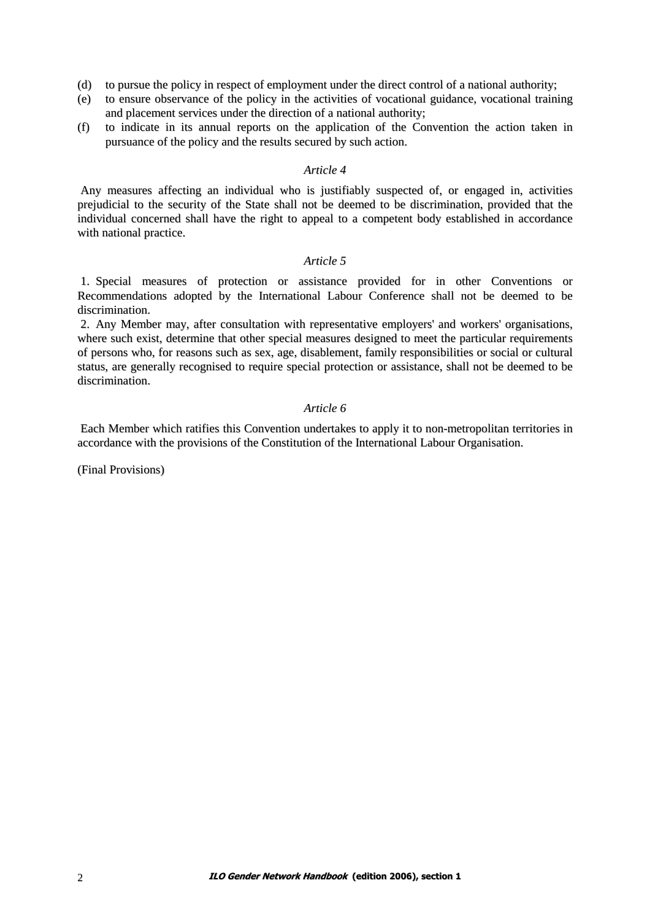(d) to pursue the policy in respect of employment under the direct control of a national authority;
(e) to ensure observance of the policy in the activities of vocational guidance, vocational training and placement services under the direction of a national authority;
(f) to indicate in its annual reports on the application of the Convention the action taken in pursuance of the policy and the results secured by such action.

*Article 4*

Any measures affecting an individual who is justifiably suspected of, or engaged in, activities prejudicial to the security of the State shall not be deemed to be discrimination, provided that the individual concerned shall have the right to appeal to a competent body established in accordance with national practice.

*Article 5*

1. Special measures of protection or assistance provided for in other Conventions or Recommendations adopted by the International Labour Conference shall not be deemed to be discrimination.

2. Any Member may, after consultation with representative employers' and workers' organisations, where such exist, determine that other special measures designed to meet the particular requirements of persons who, for reasons such as sex, age, disablement, family responsibilities or social or cultural status, are generally recognised to require special protection or assistance, shall not be deemed to be discrimination.

*Article 6*

Each Member which ratifies this Convention undertakes to apply it to non-metropolitan territories in accordance with the provisions of the Constitution of the International Labour Organisation.

(Final Provisions)